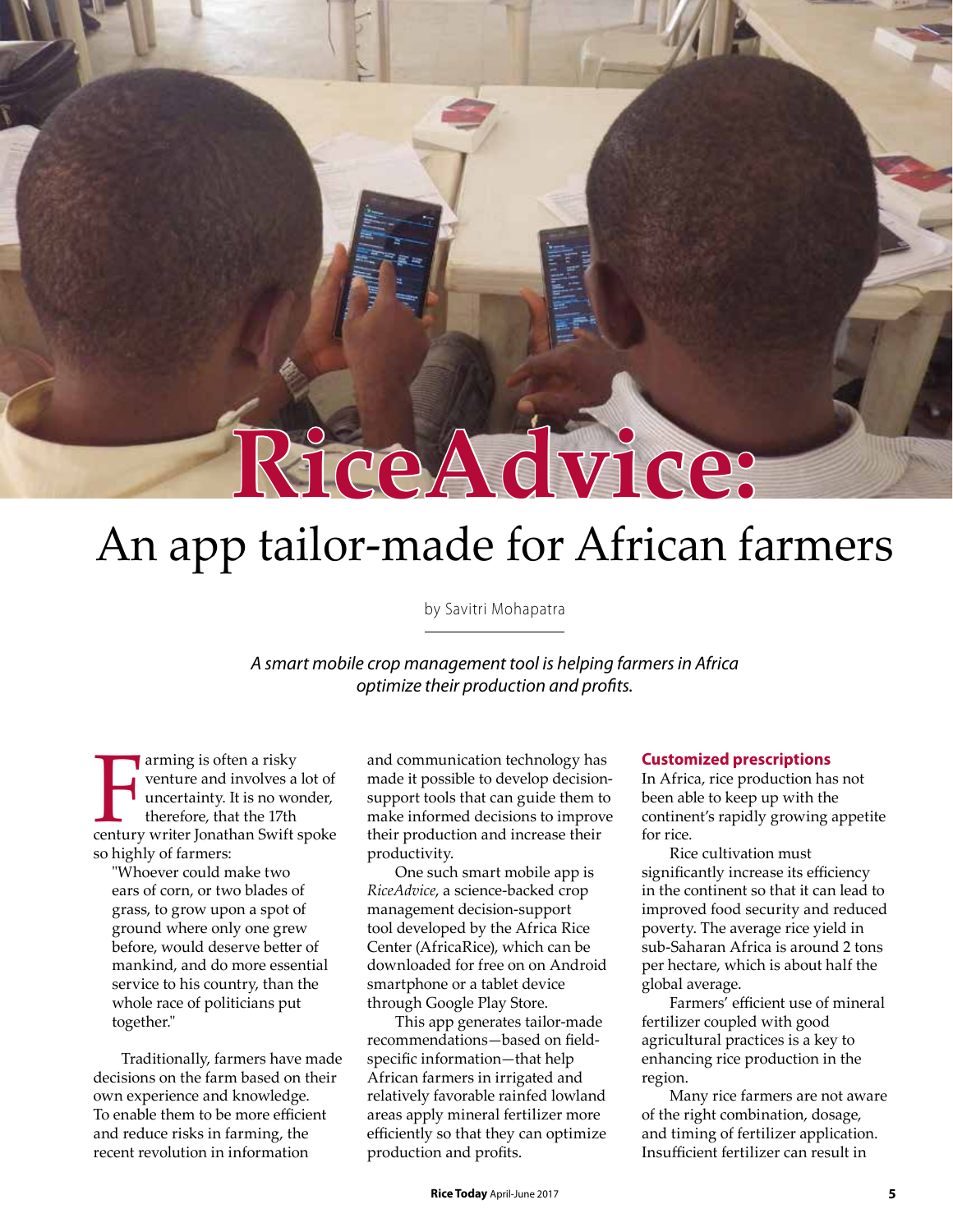# RiceAdvice:

# An app tailor-made for African farmers

by Savitri Mohapatra

*A smart mobile crop management tool is helping farmers in Africa optimize their production and profits.*

Farming is often a risky venture and involves a lot of uncertainty. It is no wonder, therefore, that the 17th century writer Jonathan Swift spoke so highly of farmers:

> "Whoever could make two ears of corn, or two blades of grass, to grow upon a spot of ground where only one grew before, would deserve better of mankind, and do more essential service to his country, than the whole race of politicians put together."

Traditionally, farmers have made decisions on the farm based on their own experience and knowledge. To enable them to be more efficient and reduce risks in farming, the recent revolution in information and communication technology has made it possible to develop decision-support tools that can guide them to make informed decisions to improve their production and increase their productivity.

One such smart mobile app is *RiceAdvice*, a science-backed crop management decision-support tool developed by the Africa Rice Center (AfricaRice), which can be downloaded for free on on Android smartphone or a tablet device through Google Play Store.

This app generates tailor-made recommendations—based on field-specific information—that help African farmers in irrigated and relatively favorable rainfed lowland areas apply mineral fertilizer more efficiently so that they can optimize production and profits.

### Customized prescriptions

In Africa, rice production has not been able to keep up with the continent's rapidly growing appetite for rice.

Rice cultivation must significantly increase its efficiency in the continent so that it can lead to improved food security and reduced poverty. The average rice yield in sub-Saharan Africa is around 2 tons per hectare, which is about half the global average.

Farmers' efficient use of mineral fertilizer coupled with good agricultural practices is a key to enhancing rice production in the region.

Many rice farmers are not aware of the right combination, dosage, and timing of fertilizer application. Insufficient fertilizer can result in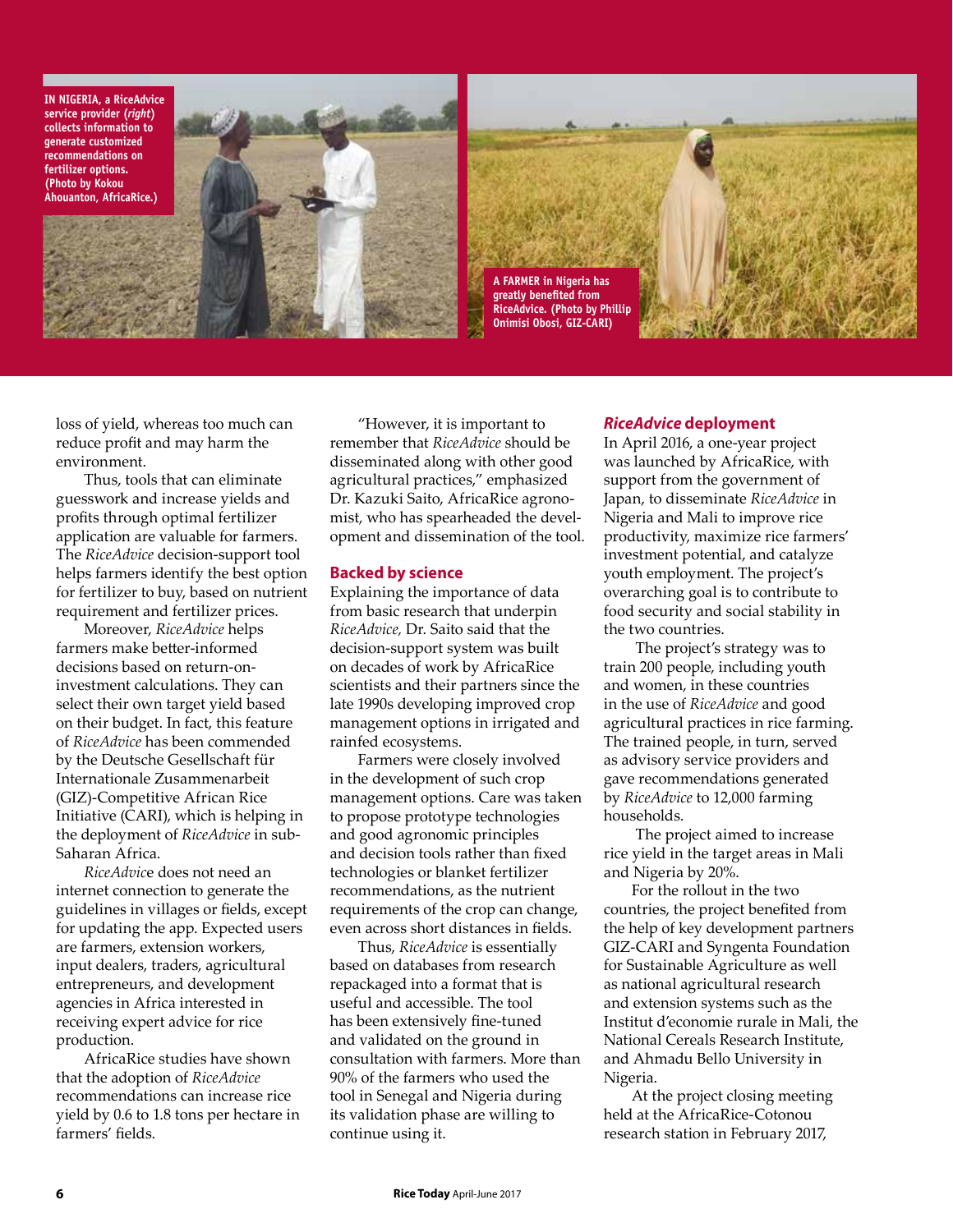IN NIGERIA, a RiceAdvice service provider (*right*) collects information to generate customized recommendations on fertilizer options. (Photo by Kokou Ahouanton, AfricaRice.)

A FARMER in Nigeria has greatly benefited from RiceAdvice. (Photo by Phillip Onimisi Obosi, GIZ-CARI)

loss of yield, whereas too much can reduce profit and may harm the environment.

Thus, tools that can eliminate guesswork and increase yields and profits through optimal fertilizer application are valuable for farmers. The *RiceAdvice* decision-support tool helps farmers identify the best option for fertilizer to buy, based on nutrient requirement and fertilizer prices.

Moreover, *RiceAdvice* helps farmers make better-informed decisions based on return-on-investment calculations. They can select their own target yield based on their budget. In fact, this feature of *RiceAdvice* has been commended by the Deutsche Gesellschaft für Internationale Zusammenarbeit (GIZ)-Competitive African Rice Initiative (CARI), which is helping in the deployment of *RiceAdvice* in sub-Saharan Africa.

*RiceAdvice* does not need an internet connection to generate the guidelines in villages or fields, except for updating the app. Expected users are farmers, extension workers, input dealers, traders, agricultural entrepreneurs, and development agencies in Africa interested in receiving expert advice for rice production.

AfricaRice studies have shown that the adoption of *RiceAdvice* recommendations can increase rice yield by 0.6 to 1.8 tons per hectare in farmers' fields.

"However, it is important to remember that *RiceAdvice* should be disseminated along with other good agricultural practices," emphasized Dr. Kazuki Saito, AfricaRice agronomist, who has spearheaded the development and dissemination of the tool.

## Backed by science

Explaining the importance of data from basic research that underpin *RiceAdvice*, Dr. Saito said that the decision-support system was built on decades of work by AfricaRice scientists and their partners since the late 1990s developing improved crop management options in irrigated and rainfed ecosystems.

Farmers were closely involved in the development of such crop management options. Care was taken to propose prototype technologies and good agronomic principles and decision tools rather than fixed technologies or blanket fertilizer recommendations, as the nutrient requirements of the crop can change, even across short distances in fields.

Thus, *RiceAdvice* is essentially based on databases from research repackaged into a format that is useful and accessible. The tool has been extensively fine-tuned and validated on the ground in consultation with farmers. More than 90% of the farmers who used the tool in Senegal and Nigeria during its validation phase are willing to continue using it.

## *RiceAdvice* deployment

In April 2016, a one-year project was launched by AfricaRice, with support from the government of Japan, to disseminate *RiceAdvice* in Nigeria and Mali to improve rice productivity, maximize rice farmers' investment potential, and catalyze youth employment. The project's overarching goal is to contribute to food security and social stability in the two countries.

The project's strategy was to train 200 people, including youth and women, in these countries in the use of *RiceAdvice* and good agricultural practices in rice farming. The trained people, in turn, served as advisory service providers and gave recommendations generated by *RiceAdvice* to 12,000 farming households.

The project aimed to increase rice yield in the target areas in Mali and Nigeria by 20%.

For the rollout in the two countries, the project benefited from the help of key development partners GIZ-CARI and Syngenta Foundation for Sustainable Agriculture as well as national agricultural research and extension systems such as the Institut d'economie rurale in Mali, the National Cereals Research Institute, and Ahmadu Bello University in Nigeria.

At the project closing meeting held at the AfricaRice-Cotonou research station in February 2017,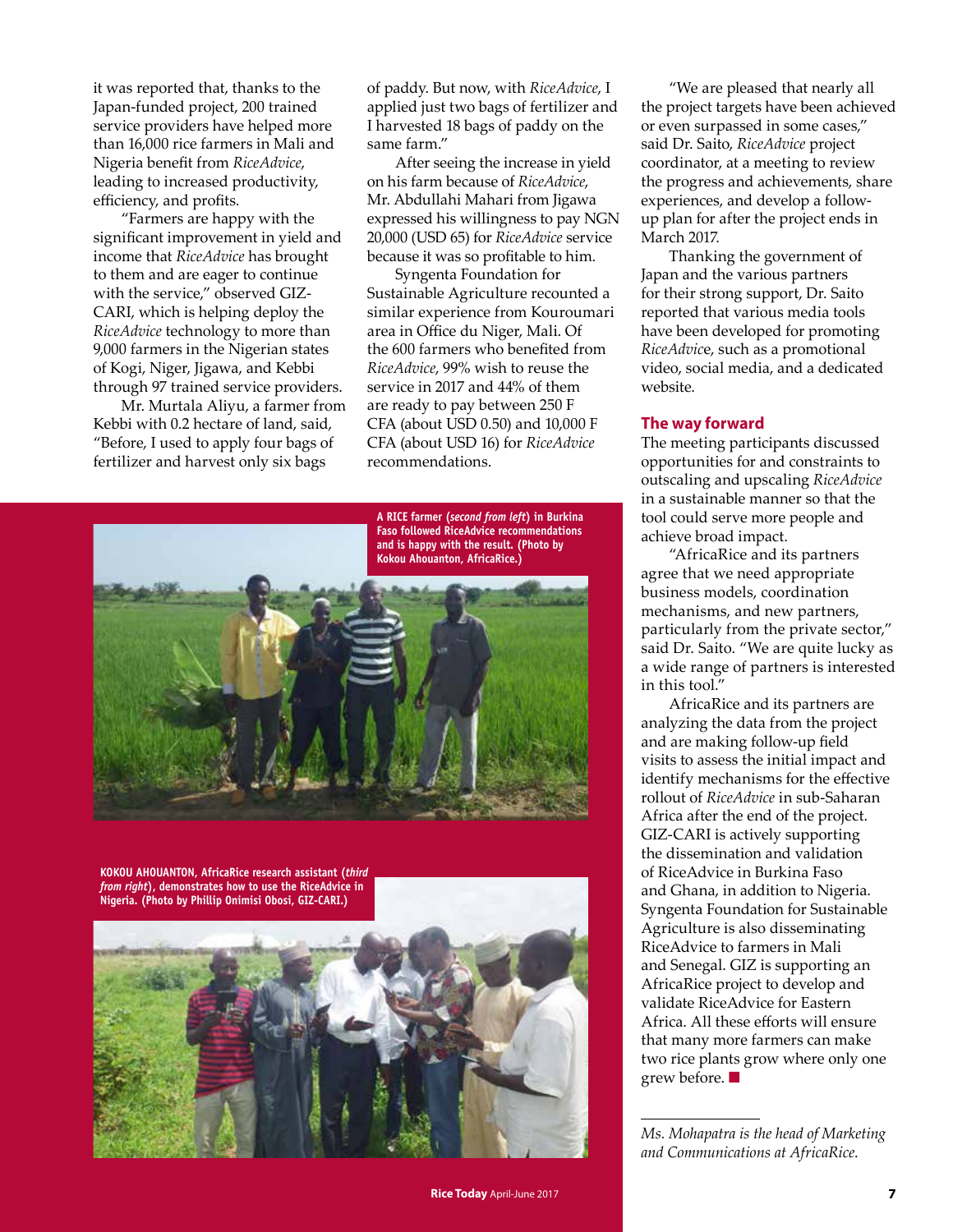it was reported that, thanks to the Japan-funded project, 200 trained service providers have helped more than 16,000 rice farmers in Mali and Nigeria benefit from *RiceAdvice*, leading to increased productivity, efficiency, and profits.

"Farmers are happy with the significant improvement in yield and income that *RiceAdvice* has brought to them and are eager to continue with the service," observed GIZ-CARI, which is helping deploy the *RiceAdvice* technology to more than 9,000 farmers in the Nigerian states of Kogi, Niger, Jigawa, and Kebbi through 97 trained service providers.

Mr. Murtala Aliyu, a farmer from Kebbi with 0.2 hectare of land, said, "Before, I used to apply four bags of fertilizer and harvest only six bags of paddy. But now, with *RiceAdvice*, I applied just two bags of fertilizer and I harvested 18 bags of paddy on the same farm."

After seeing the increase in yield on his farm because of *RiceAdvice*, Mr. Abdullahi Mahari from Jigawa expressed his willingness to pay NGN 20,000 (USD 65) for *RiceAdvice* service because it was so profitable to him.

Syngenta Foundation for Sustainable Agriculture recounted a similar experience from Kouroumari area in Office du Niger, Mali. Of the 600 farmers who benefited from *RiceAdvice*, 99% wish to reuse the service in 2017 and 44% of them are ready to pay between 250 F CFA (about USD 0.50) and 10,000 F CFA (about USD 16) for *RiceAdvice* recommendations.

**A RICE farmer (*second from left*) in Burkina Faso followed RiceAdvice recommendations and is happy with the result. (Photo by Kokou Ahouanton, AfricaRice.)**

**KOKOU AHOUANTON, AfricaRice research assistant (*third from right*), demonstrates how to use the RiceAdvice in Nigeria. (Photo by Phillip Onimisi Obosi, GIZ-CARI.)**

"We are pleased that nearly all the project targets have been achieved or even surpassed in some cases," said Dr. Saito, *RiceAdvice* project coordinator, at a meeting to review the progress and achievements, share experiences, and develop a follow-up plan for after the project ends in March 2017.

Thanking the government of Japan and the various partners for their strong support, Dr. Saito reported that various media tools have been developed for promoting *RiceAdvice*, such as a promotional video, social media, and a dedicated website.

## The way forward

The meeting participants discussed opportunities for and constraints to outscaling and upscaling *RiceAdvice* in a sustainable manner so that the tool could serve more people and achieve broad impact.

"AfricaRice and its partners agree that we need appropriate business models, coordination mechanisms, and new partners, particularly from the private sector," said Dr. Saito. "We are quite lucky as a wide range of partners is interested in this tool."

AfricaRice and its partners are analyzing the data from the project and are making follow-up field visits to assess the initial impact and identify mechanisms for the effective rollout of *RiceAdvice* in sub-Saharan Africa after the end of the project. GIZ-CARI is actively supporting the dissemination and validation of RiceAdvice in Burkina Faso and Ghana, in addition to Nigeria. Syngenta Foundation for Sustainable Agriculture is also disseminating RiceAdvice to farmers in Mali and Senegal. GIZ is supporting an AfricaRice project to develop and validate RiceAdvice for Eastern Africa. All these efforts will ensure that many more farmers can make two rice plants grow where only one grew before. ■

---

*Ms. Mohapatra is the head of Marketing and Communications at AfricaRice.*